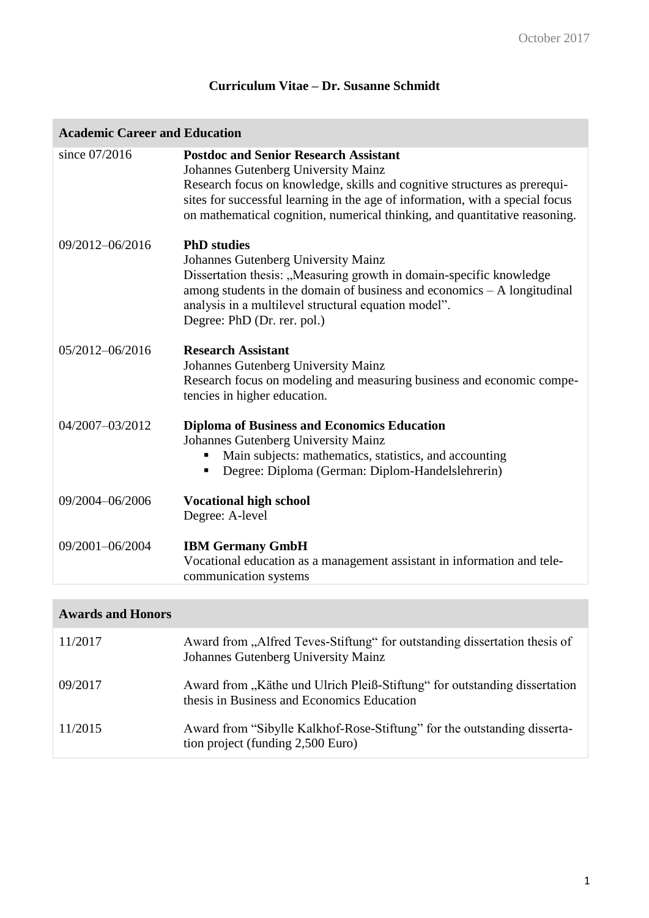October 2017

# Curriculum Vitae – Dr. Susanne Schmidt

## Academic Career and Education

| | |
|---|---|
| since 07/2016 | **Postdoc and Senior Research Assistant**<br>Johannes Gutenberg University Mainz<br>Research focus on knowledge, skills and cognitive structures as prerequisites for successful learning in the age of information, with a special focus on mathematical cognition, numerical thinking, and quantitative reasoning. |
| 09/2012–06/2016 | **PhD studies**<br>Johannes Gutenberg University Mainz<br>Dissertation thesis: „Measuring growth in domain-specific knowledge among students in the domain of business and economics – A longitudinal analysis in a multilevel structural equation model".<br>Degree: PhD (Dr. rer. pol.) |
| 05/2012–06/2016 | **Research Assistant**<br>Johannes Gutenberg University Mainz<br>Research focus on modeling and measuring business and economic competencies in higher education. |
| 04/2007–03/2012 | **Diploma of Business and Economics Education**<br>Johannes Gutenberg University Mainz<br>▪ Main subjects: mathematics, statistics, and accounting<br>▪ Degree: Diploma (German: Diplom-Handelslehrerin) |
| 09/2004–06/2006 | **Vocational high school**<br>Degree: A-level |
| 09/2001–06/2004 | **IBM Germany GmbH**<br>Vocational education as a management assistant in information and telecommunication systems |

## Awards and Honors

| | |
|---|---|
| 11/2017 | Award from „Alfred Teves-Stiftung" for outstanding dissertation thesis of Johannes Gutenberg University Mainz |
| 09/2017 | Award from „Käthe und Ulrich Pleiß-Stiftung" for outstanding dissertation thesis in Business and Economics Education |
| 11/2015 | Award from "Sibylle Kalkhof-Rose-Stiftung" for the outstanding dissertation project (funding 2,500 Euro) |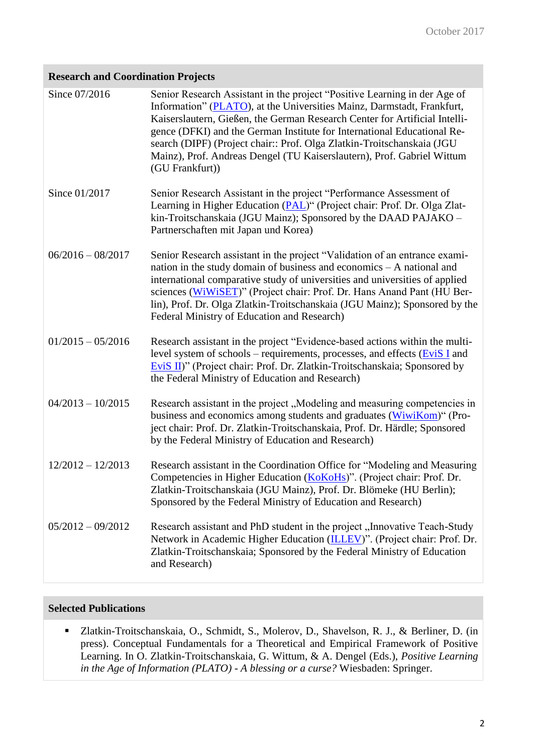## Research and Coordination Projects

| | |
|---|---|
| Since 07/2016 | Senior Research Assistant in the project "Positive Learning in der Age of Information" (PLATO), at the Universities Mainz, Darmstadt, Frankfurt, Kaiserslautern, Gießen, the German Research Center for Artificial Intelligence (DFKI) and the German Institute for International Educational Research (DIPF) (Project chair:: Prof. Olga Zlatkin-Troitschanskaia (JGU Mainz), Prof. Andreas Dengel (TU Kaiserslautern), Prof. Gabriel Wittum (GU Frankfurt)) |
| Since 01/2017 | Senior Research Assistant in the project "Performance Assessment of Learning in Higher Education (PAL)" (Project chair: Prof. Dr. Olga Zlatkin-Troitschanskaia (JGU Mainz); Sponsored by the DAAD PAJAKO – Partnerschaften mit Japan und Korea) |
| 06/2016 – 08/2017 | Senior Research assistant in the project "Validation of an entrance examination in the study domain of business and economics – A national and international comparative study of universities and universities of applied sciences (WiWiSET)" (Project chair: Prof. Dr. Hans Anand Pant (HU Berlin), Prof. Dr. Olga Zlatkin-Troitschanskaia (JGU Mainz); Sponsored by the Federal Ministry of Education and Research) |
| 01/2015 – 05/2016 | Research assistant in the project "Evidence-based actions within the multi-level system of schools – requirements, processes, and effects (EviS I and EviS II)" (Project chair: Prof. Dr. Zlatkin-Troitschanskaia; Sponsored by the Federal Ministry of Education and Research) |
| 04/2013 – 10/2015 | Research assistant in the project „Modeling and measuring competencies in business and economics among students and graduates (WiwiKom)" (Project chair: Prof. Dr. Zlatkin-Troitschanskaia, Prof. Dr. Härdle; Sponsored by the Federal Ministry of Education and Research) |
| 12/2012 – 12/2013 | Research assistant in the Coordination Office for "Modeling and Measuring Competencies in Higher Education (KoKoHs)". (Project chair: Prof. Dr. Zlatkin-Troitschanskaia (JGU Mainz), Prof. Dr. Blömeke (HU Berlin); Sponsored by the Federal Ministry of Education and Research) |
| 05/2012 – 09/2012 | Research assistant and PhD student in the project „Innovative Teach-Study Network in Academic Higher Education (ILLEV)". (Project chair: Prof. Dr. Zlatkin-Troitschanskaia; Sponsored by the Federal Ministry of Education and Research) |

## Selected Publications

- Zlatkin-Troitschanskaia, O., Schmidt, S., Molerov, D., Shavelson, R. J., & Berliner, D. (in press). Conceptual Fundamentals for a Theoretical and Empirical Framework of Positive Learning. In O. Zlatkin-Troitschanskaia, G. Wittum, & A. Dengel (Eds.), *Positive Learning in the Age of Information (PLATO) - A blessing or a curse?* Wiesbaden: Springer.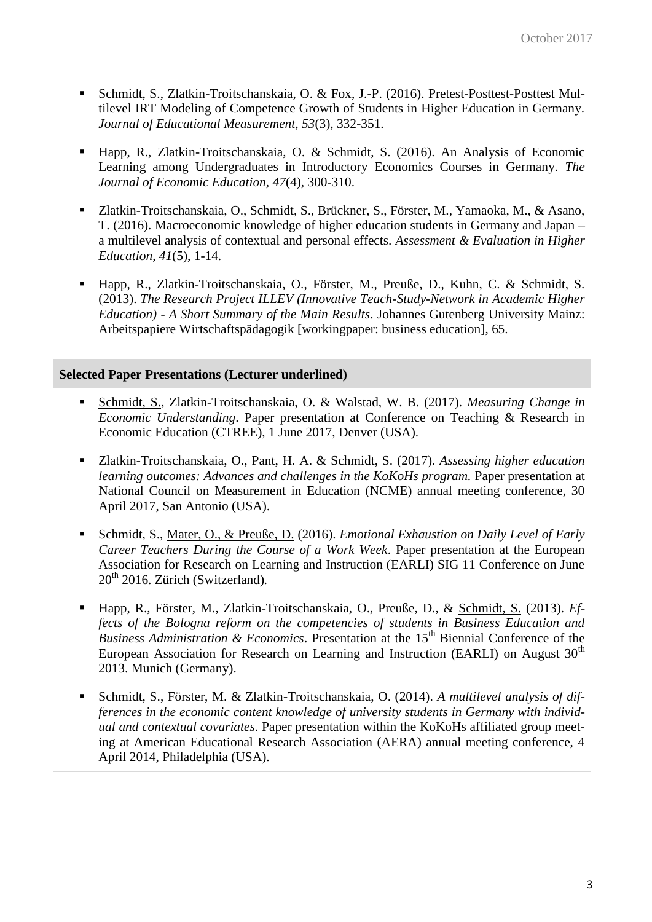- Schmidt, S., Zlatkin-Troitschanskaia, O. & Fox, J.-P. (2016). Pretest-Posttest-Posttest Multilevel IRT Modeling of Competence Growth of Students in Higher Education in Germany. *Journal of Educational Measurement, 53*(3), 332-351.

- Happ, R., Zlatkin-Troitschanskaia, O. & Schmidt, S. (2016). An Analysis of Economic Learning among Undergraduates in Introductory Economics Courses in Germany. *The Journal of Economic Education, 47*(4), 300-310.

- Zlatkin-Troitschanskaia, O., Schmidt, S., Brückner, S., Förster, M., Yamaoka, M., & Asano, T. (2016). Macroeconomic knowledge of higher education students in Germany and Japan – a multilevel analysis of contextual and personal effects. *Assessment & Evaluation in Higher Education*, *41*(5), 1-14.

- Happ, R., Zlatkin-Troitschanskaia, O., Förster, M., Preuße, D., Kuhn, C. & Schmidt, S. (2013). *The Research Project ILLEV (Innovative Teach-Study-Network in Academic Higher Education) - A Short Summary of the Main Results*. Johannes Gutenberg University Mainz: Arbeitspapiere Wirtschaftspädagogik [workingpaper: business education], 65.

## Selected Paper Presentations (Lecturer underlined)

- <u>Schmidt, S.</u>, Zlatkin-Troitschanskaia, O. & Walstad, W. B. (2017). *Measuring Change in Economic Understanding*. Paper presentation at Conference on Teaching & Research in Economic Education (CTREE), 1 June 2017, Denver (USA).

- Zlatkin-Troitschanskaia, O., Pant, H. A. & <u>Schmidt, S.</u> (2017). *Assessing higher education learning outcomes: Advances and challenges in the KoKoHs program.* Paper presentation at National Council on Measurement in Education (NCME) annual meeting conference, 30 April 2017, San Antonio (USA).

- Schmidt, S., <u>Mater, O., & Preuße, D.</u> (2016). *Emotional Exhaustion on Daily Level of Early Career Teachers During the Course of a Work Week*. Paper presentation at the European Association for Research on Learning and Instruction (EARLI) SIG 11 Conference on June 20th 2016. Zürich (Switzerland).

- Happ, R., Förster, M., Zlatkin-Troitschanskaia, O., Preuße, D., & <u>Schmidt, S.</u> (2013). *Effects of the Bologna reform on the competencies of students in Business Education and Business Administration & Economics*. Presentation at the 15th Biennial Conference of the European Association for Research on Learning and Instruction (EARLI) on August 30th 2013. Munich (Germany).

- <u>Schmidt, S.</u>, Förster, M. & Zlatkin-Troitschanskaia, O. (2014). *A multilevel analysis of differences in the economic content knowledge of university students in Germany with individual and contextual covariates*. Paper presentation within the KoKoHs affiliated group meeting at American Educational Research Association (AERA) annual meeting conference, 4 April 2014, Philadelphia (USA).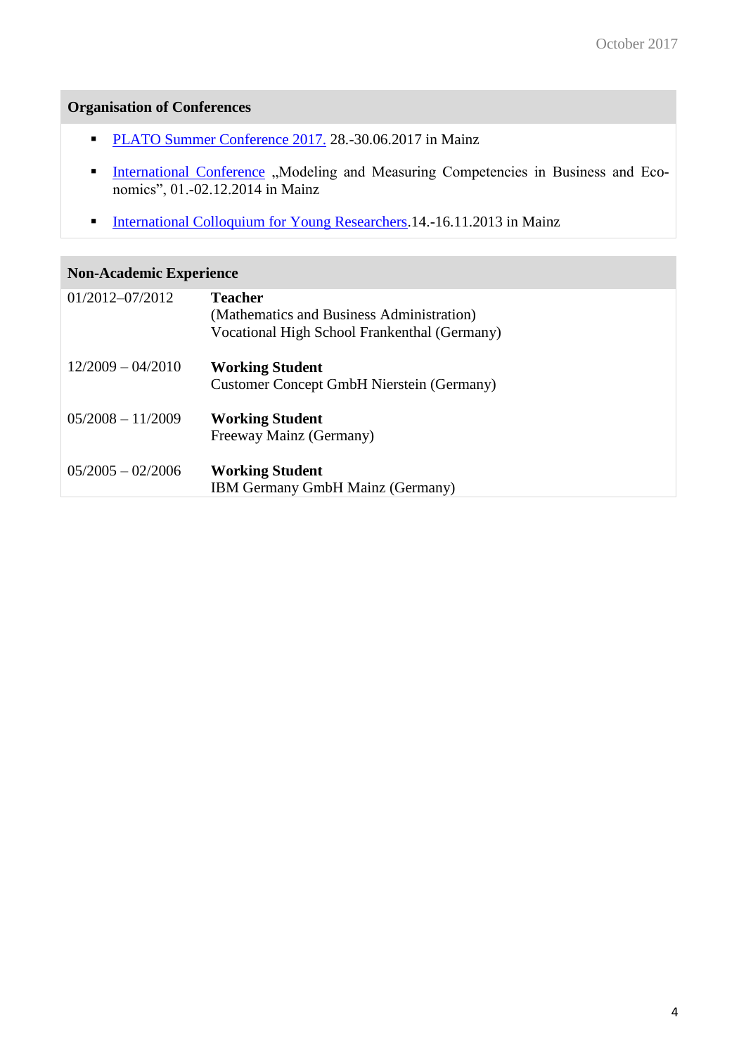## Organisation of Conferences

- PLATO Summer Conference 2017. 28.-30.06.2017 in Mainz
- International Conference „Modeling and Measuring Competencies in Business and Economics", 01.-02.12.2014 in Mainz
- International Colloquium for Young Researchers.14.-16.11.2013 in Mainz

## Non-Academic Experience

| | |
|---|---|
| 01/2012–07/2012 | **Teacher**<br>(Mathematics and Business Administration)<br>Vocational High School Frankenthal (Germany) |
| 12/2009 – 04/2010 | **Working Student**<br>Customer Concept GmbH Nierstein (Germany) |
| 05/2008 – 11/2009 | **Working Student**<br>Freeway Mainz (Germany) |
| 05/2005 – 02/2006 | **Working Student**<br>IBM Germany GmbH Mainz (Germany) |